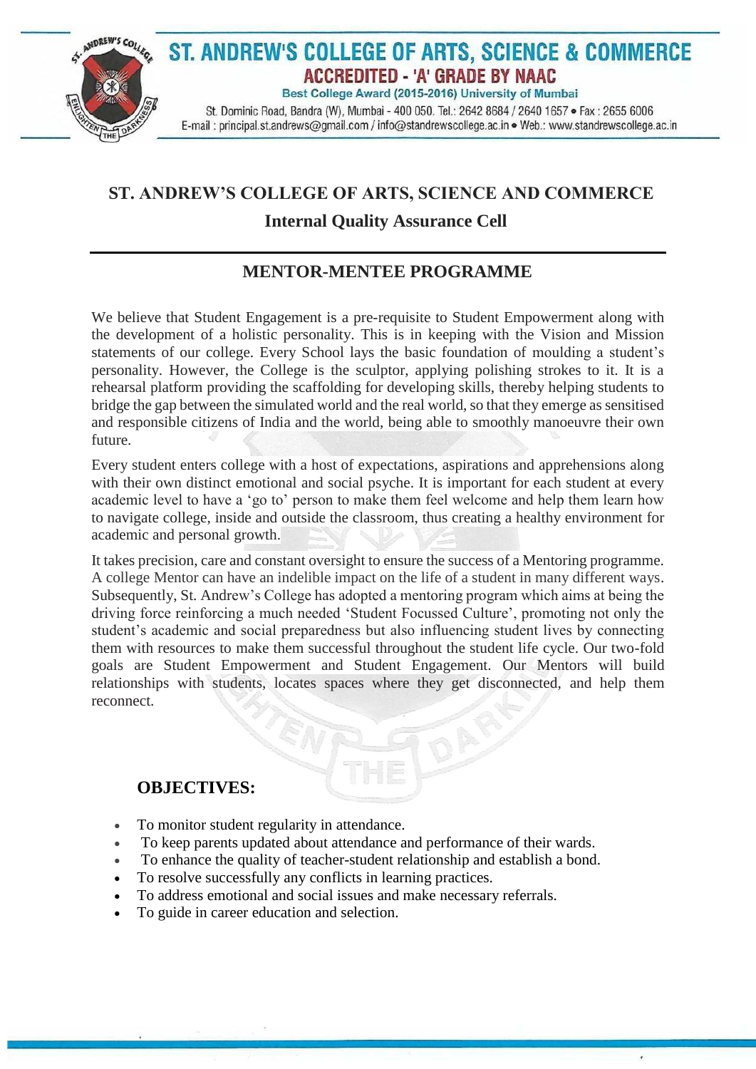# ST. ANDREW'S COLLEGE OF ARTS, SCIENCE & COMMERCE

**ACCREDITED - 'A' GRADE BY NAAC**

**Best College Award (2015-2016) University of Mumbai**

St. Dominic Road, Bandra (W), Mumbai - 400 050. Tel.: 2642 8684 / 2640 1657 • Fax : 2655 6006
E-mail : principal.st.andrews@gmail.com / info@standrewscollege.ac.in • Web.: www.standrewscollege.ac.in

## ST. ANDREW'S COLLEGE OF ARTS, SCIENCE AND COMMERCE

### Internal Quality Assurance Cell

---

## MENTOR-MENTEE PROGRAMME

We believe that Student Engagement is a pre-requisite to Student Empowerment along with the development of a holistic personality. This is in keeping with the Vision and Mission statements of our college. Every School lays the basic foundation of moulding a student's personality. However, the College is the sculptor, applying polishing strokes to it. It is a rehearsal platform providing the scaffolding for developing skills, thereby helping students to bridge the gap between the simulated world and the real world, so that they emerge as sensitised and responsible citizens of India and the world, being able to smoothly manoeuvre their own future.

Every student enters college with a host of expectations, aspirations and apprehensions along with their own distinct emotional and social psyche. It is important for each student at every academic level to have a 'go to' person to make them feel welcome and help them learn how to navigate college, inside and outside the classroom, thus creating a healthy environment for academic and personal growth.

It takes precision, care and constant oversight to ensure the success of a Mentoring programme. A college Mentor can have an indelible impact on the life of a student in many different ways. Subsequently, St. Andrew's College has adopted a mentoring program which aims at being the driving force reinforcing a much needed 'Student Focussed Culture', promoting not only the student's academic and social preparedness but also influencing student lives by connecting them with resources to make them successful throughout the student life cycle. Our two-fold goals are Student Empowerment and Student Engagement. Our Mentors will build relationships with students, locates spaces where they get disconnected, and help them reconnect.

### OBJECTIVES:

- To monitor student regularity in attendance.
- To keep parents updated about attendance and performance of their wards.
- To enhance the quality of teacher-student relationship and establish a bond.
- To resolve successfully any conflicts in learning practices.
- To address emotional and social issues and make necessary referrals.
- To guide in career education and selection.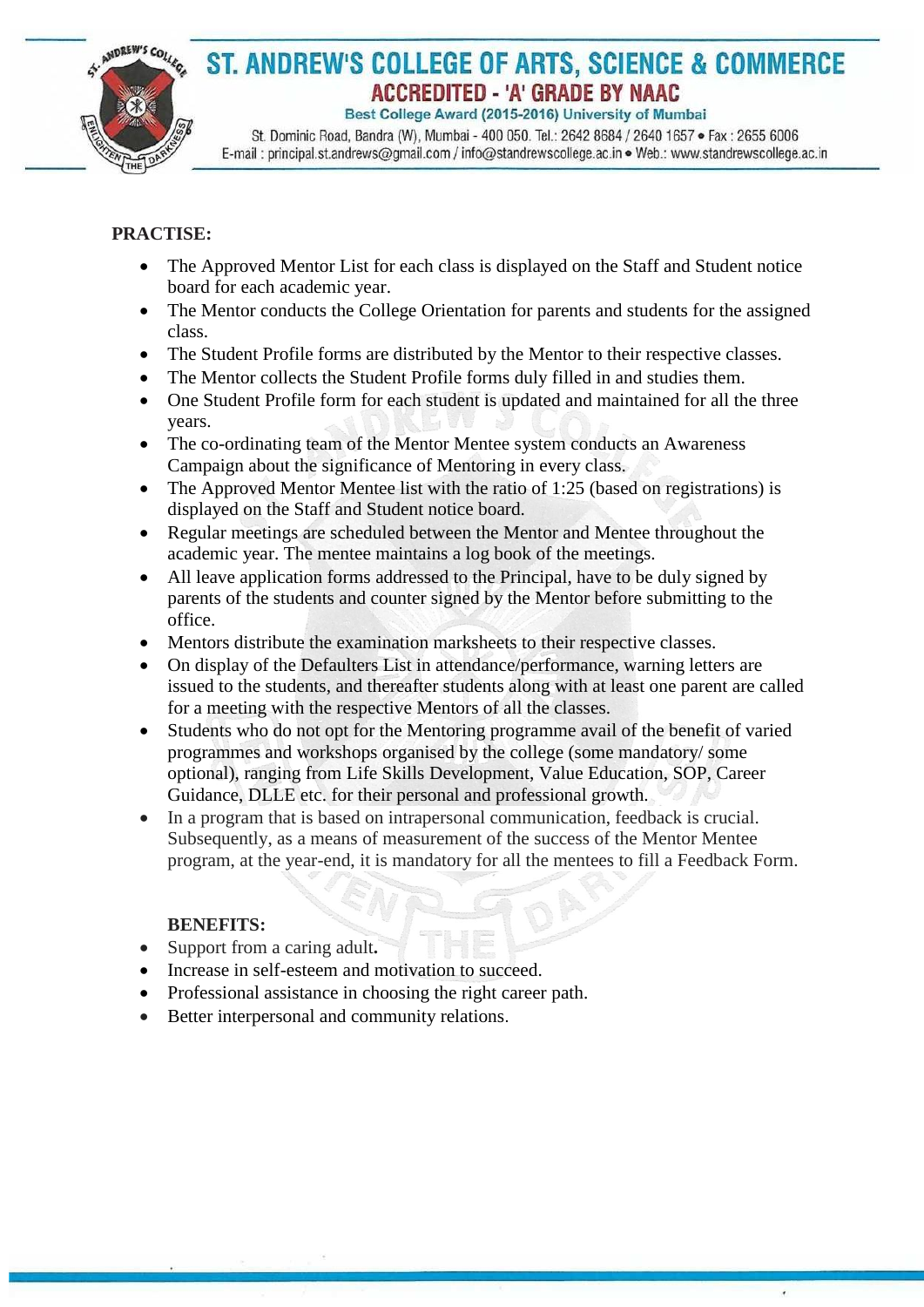**PRACTISE:**

- The Approved Mentor List for each class is displayed on the Staff and Student notice board for each academic year.
- The Mentor conducts the College Orientation for parents and students for the assigned class.
- The Student Profile forms are distributed by the Mentor to their respective classes.
- The Mentor collects the Student Profile forms duly filled in and studies them.
- One Student Profile form for each student is updated and maintained for all the three years.
- The co-ordinating team of the Mentor Mentee system conducts an Awareness Campaign about the significance of Mentoring in every class.
- The Approved Mentor Mentee list with the ratio of 1:25 (based on registrations) is displayed on the Staff and Student notice board.
- Regular meetings are scheduled between the Mentor and Mentee throughout the academic year. The mentee maintains a log book of the meetings.
- All leave application forms addressed to the Principal, have to be duly signed by parents of the students and counter signed by the Mentor before submitting to the office.
- Mentors distribute the examination marksheets to their respective classes.
- On display of the Defaulters List in attendance/performance, warning letters are issued to the students, and thereafter students along with at least one parent are called for a meeting with the respective Mentors of all the classes.
- Students who do not opt for the Mentoring programme avail of the benefit of varied programmes and workshops organised by the college (some mandatory/ some optional), ranging from Life Skills Development, Value Education, SOP, Career Guidance, DLLE etc. for their personal and professional growth.
- In a program that is based on intrapersonal communication, feedback is crucial. Subsequently, as a means of measurement of the success of the Mentor Mentee program, at the year-end, it is mandatory for all the mentees to fill a Feedback Form.

**BENEFITS:**

- Support from a caring adult**.**
- Increase in self-esteem and motivation to succeed.
- Professional assistance in choosing the right career path.
- Better interpersonal and community relations.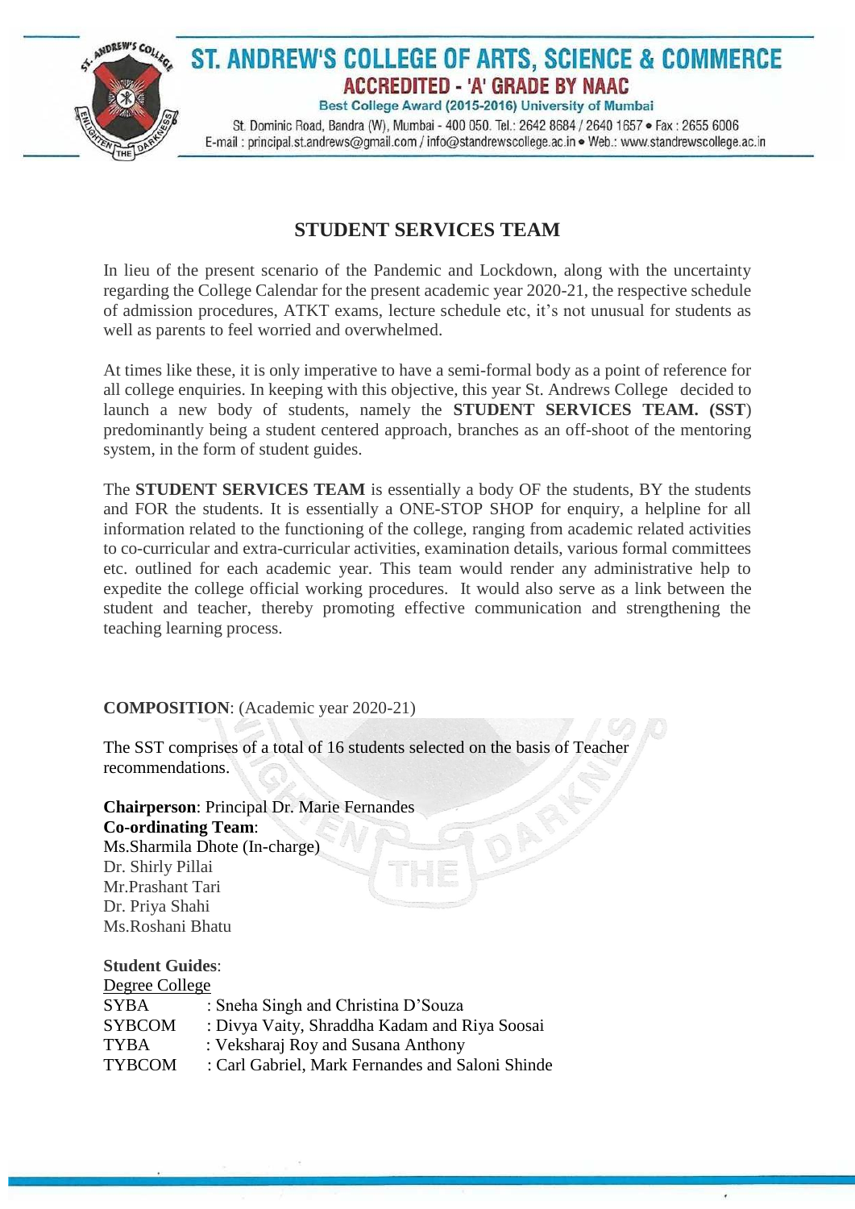# ST. ANDREW'S COLLEGE OF ARTS, SCIENCE & COMMERCE

**ACCREDITED - 'A' GRADE BY NAAC**

Best College Award (2015-2016) University of Mumbai

St. Dominic Road, Bandra (W), Mumbai - 400 050. Tel.: 2642 8684 / 2640 1657 • Fax : 2655 6006
E-mail : principal.st.andrews@gmail.com / info@standrewscollege.ac.in • Web.: www.standrewscollege.ac.in

## STUDENT SERVICES TEAM

In lieu of the present scenario of the Pandemic and Lockdown, along with the uncertainty regarding the College Calendar for the present academic year 2020-21, the respective schedule of admission procedures, ATKT exams, lecture schedule etc, it's not unusual for students as well as parents to feel worried and overwhelmed.

At times like these, it is only imperative to have a semi-formal body as a point of reference for all college enquiries. In keeping with this objective, this year St. Andrews College decided to launch a new body of students, namely the **STUDENT SERVICES TEAM. (SST**) predominantly being a student centered approach, branches as an off-shoot of the mentoring system, in the form of student guides.

The **STUDENT SERVICES TEAM** is essentially a body OF the students, BY the students and FOR the students. It is essentially a ONE-STOP SHOP for enquiry, a helpline for all information related to the functioning of the college, ranging from academic related activities to co-curricular and extra-curricular activities, examination details, various formal committees etc. outlined for each academic year. This team would render any administrative help to expedite the college official working procedures. It would also serve as a link between the student and teacher, thereby promoting effective communication and strengthening the teaching learning process.

**COMPOSITION**: (Academic year 2020-21)

The SST comprises of a total of 16 students selected on the basis of Teacher recommendations.

**Chairperson**: Principal Dr. Marie Fernandes
**Co-ordinating Team**:
Ms.Sharmila Dhote (In-charge)
Dr. Shirly Pillai
Mr.Prashant Tari
Dr. Priya Shahi
Ms.Roshani Bhatu

**Student Guides**:
Degree College

SYBA : Sneha Singh and Christina D'Souza
SYBCOM : Divya Vaity, Shraddha Kadam and Riya Soosai
TYBA : Veksharaj Roy and Susana Anthony
TYBCOM : Carl Gabriel, Mark Fernandes and Saloni Shinde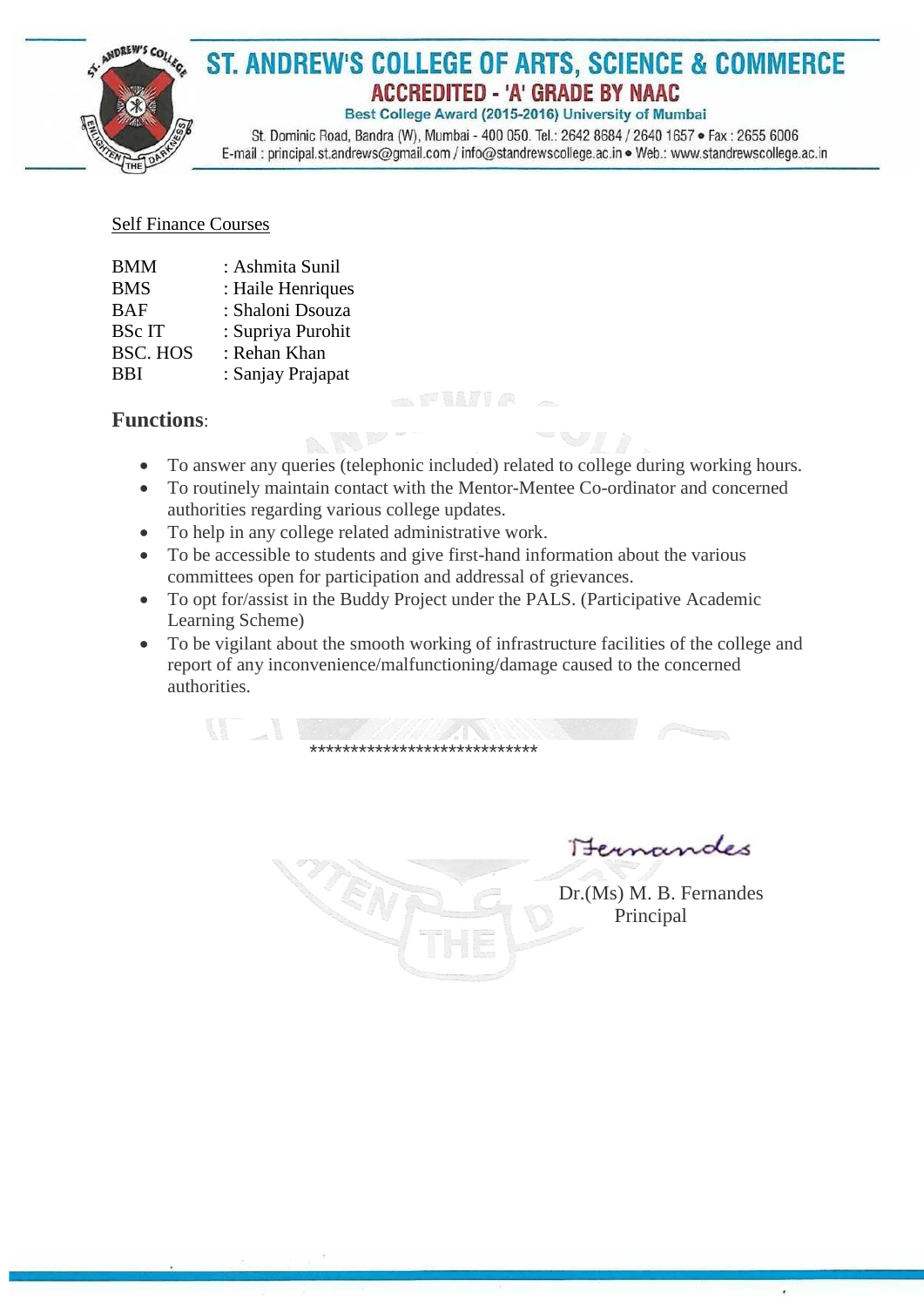# ST. ANDREW'S COLLEGE OF ARTS, SCIENCE & COMMERCE

## ACCREDITED - 'A' GRADE BY NAAC

Best College Award (2015-2016) University of Mumbai

St. Dominic Road, Bandra (W), Mumbai - 400 050. Tel.: 2642 8684 / 2640 1657 • Fax : 2655 6006
E-mail : principal.st.andrews@gmail.com / info@standrewscollege.ac.in • Web.: www.standrewscollege.ac.in

<u>Self Finance Courses</u>

| | |
|---|---|
| BMM | : Ashmita Sunil |
| BMS | : Haile Henriques |
| BAF | : Shaloni Dsouza |
| BSc IT | : Supriya Purohit |
| BSC. HOS | : Rehan Khan |
| BBI | : Sanjay Prajapat |

**Functions**:

- To answer any queries (telephonic included) related to college during working hours.
- To routinely maintain contact with the Mentor-Mentee Co-ordinator and concerned authorities regarding various college updates.
- To help in any college related administrative work.
- To be accessible to students and give first-hand information about the various committees open for participation and addressal of grievances.
- To opt for/assist in the Buddy Project under the PALS. (Participative Academic Learning Scheme)
- To be vigilant about the smooth working of infrastructure facilities of the college and report of any inconvenience/malfunctioning/damage caused to the concerned authorities.

****************************

Fernandes

Dr.(Ms) M. B. Fernandes
Principal